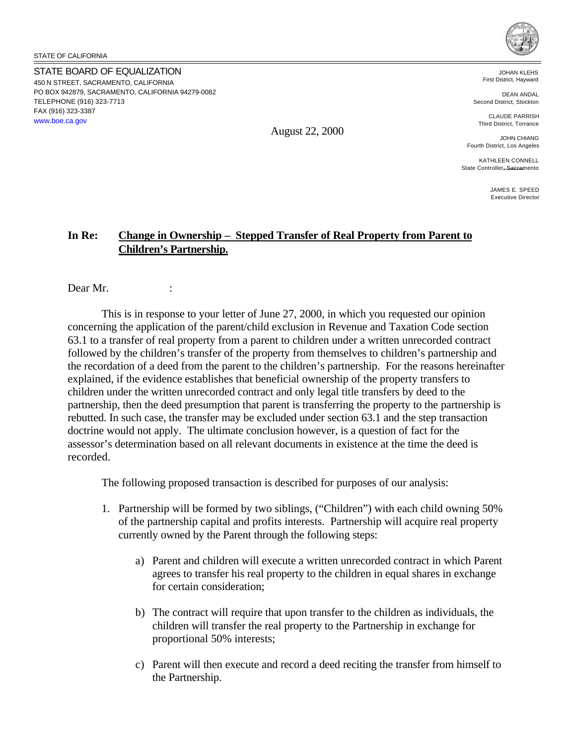STATE OF CALIFORNIA

STATE BOARD OF EQUALIZATION
450 N STREET, SACRAMENTO, CALIFORNIA
PO BOX 942879, SACRAMENTO, CALIFORNIA 94279-0082
TELEPHONE (916) 323-7713
FAX (916) 323-3387
www.boe.ca.gov

JOHAN KLEHS
First District, Hayward

DEAN ANDAL
Second District, Stockton

CLAUDE PARRISH
Third District, Torrance

JOHN CHIANG
Fourth District, Los Angeles

KATHLEEN CONNELL
State Controller, Sacramento

JAMES E. SPEED
Executive Director

August 22, 2000

**In Re:** **Change in Ownership – Stepped Transfer of Real Property from Parent to Children's Partnership.**

Dear Mr. :

This is in response to your letter of June 27, 2000, in which you requested our opinion concerning the application of the parent/child exclusion in Revenue and Taxation Code section 63.1 to a transfer of real property from a parent to children under a written unrecorded contract followed by the children's transfer of the property from themselves to children's partnership and the recordation of a deed from the parent to the children's partnership. For the reasons hereinafter explained, if the evidence establishes that beneficial ownership of the property transfers to children under the written unrecorded contract and only legal title transfers by deed to the partnership, then the deed presumption that parent is transferring the property to the partnership is rebutted. In such case, the transfer may be excluded under section 63.1 and the step transaction doctrine would not apply. The ultimate conclusion however, is a question of fact for the assessor's determination based on all relevant documents in existence at the time the deed is recorded.

The following proposed transaction is described for purposes of our analysis:

1. Partnership will be formed by two siblings, ("Children") with each child owning 50% of the partnership capital and profits interests. Partnership will acquire real property currently owned by the Parent through the following steps:

    a) Parent and children will execute a written unrecorded contract in which Parent agrees to transfer his real property to the children in equal shares in exchange for certain consideration;

    b) The contract will require that upon transfer to the children as individuals, the children will transfer the real property to the Partnership in exchange for proportional 50% interests;

    c) Parent will then execute and record a deed reciting the transfer from himself to the Partnership.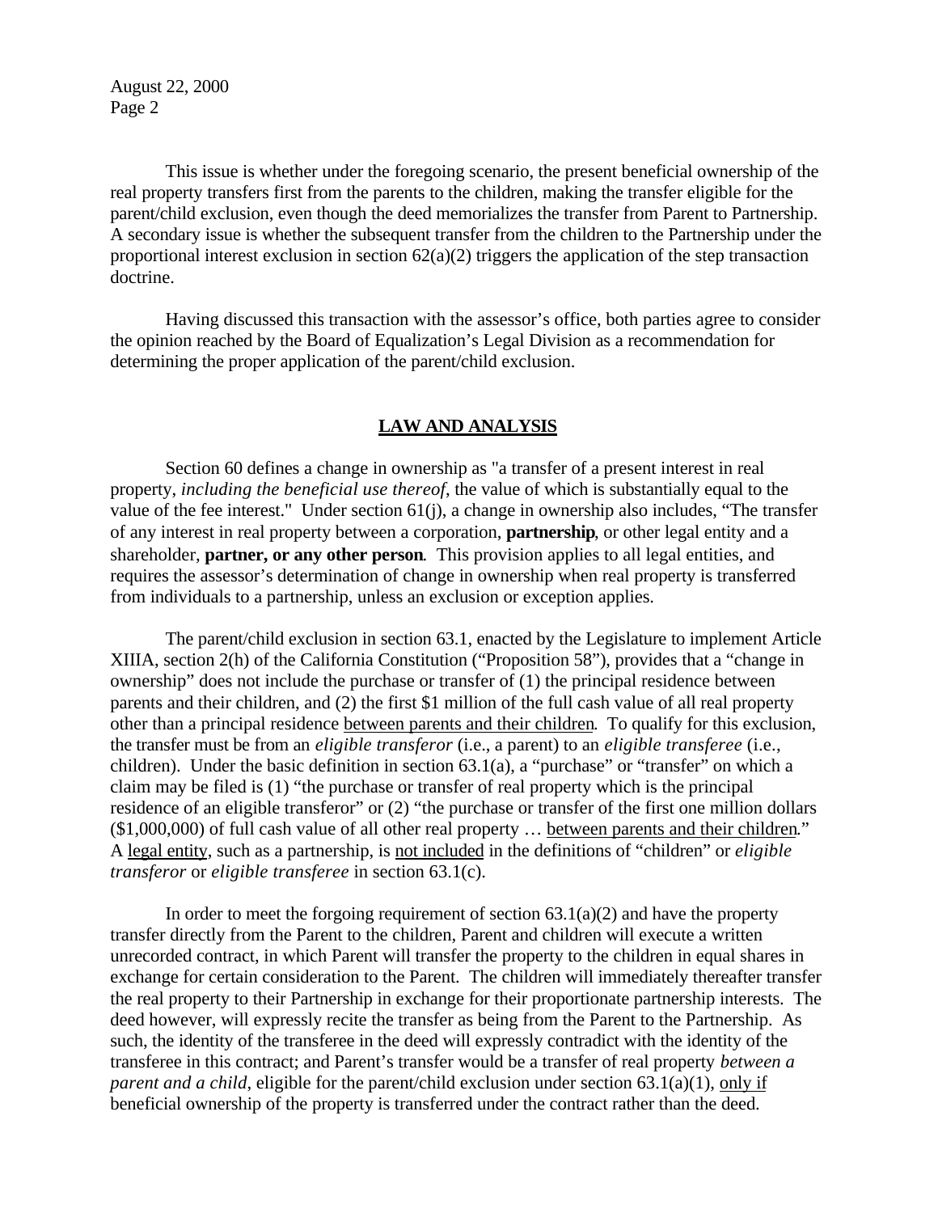This issue is whether under the foregoing scenario, the present beneficial ownership of the real property transfers first from the parents to the children, making the transfer eligible for the parent/child exclusion, even though the deed memorializes the transfer from Parent to Partnership. A secondary issue is whether the subsequent transfer from the children to the Partnership under the proportional interest exclusion in section 62(a)(2) triggers the application of the step transaction doctrine.

Having discussed this transaction with the assessor's office, both parties agree to consider the opinion reached by the Board of Equalization's Legal Division as a recommendation for determining the proper application of the parent/child exclusion.

## LAW AND ANALYSIS

Section 60 defines a change in ownership as "a transfer of a present interest in real property, *including the beneficial use thereof*, the value of which is substantially equal to the value of the fee interest." Under section 61(j), a change in ownership also includes, "The transfer of any interest in real property between a corporation, **partnership**, or other legal entity and a shareholder, **partner, or any other person**. This provision applies to all legal entities, and requires the assessor's determination of change in ownership when real property is transferred from individuals to a partnership, unless an exclusion or exception applies.

The parent/child exclusion in section 63.1, enacted by the Legislature to implement Article XIIIA, section 2(h) of the California Constitution ("Proposition 58"), provides that a "change in ownership" does not include the purchase or transfer of (1) the principal residence between parents and their children, and (2) the first $1 million of the full cash value of all real property other than a principal residence <u>between parents and their children</u>. To qualify for this exclusion, the transfer must be from an *eligible transferor* (i.e., a parent) to an *eligible transferee* (i.e., children). Under the basic definition in section 63.1(a), a "purchase" or "transfer" on which a claim may be filed is (1) "the purchase or transfer of real property which is the principal residence of an eligible transferor" or (2) "the purchase or transfer of the first one million dollars ($1,000,000) of full cash value of all other real property … <u>between parents and their children</u>." A <u>legal entity</u>, such as a partnership, is <u>not included</u> in the definitions of "children" or *eligible transferor* or *eligible transferee* in section 63.1(c).

In order to meet the forgoing requirement of section 63.1(a)(2) and have the property transfer directly from the Parent to the children, Parent and children will execute a written unrecorded contract, in which Parent will transfer the property to the children in equal shares in exchange for certain consideration to the Parent. The children will immediately thereafter transfer the real property to their Partnership in exchange for their proportionate partnership interests. The deed however, will expressly recite the transfer as being from the Parent to the Partnership. As such, the identity of the transferee in the deed will expressly contradict with the identity of the transferee in this contract; and Parent's transfer would be a transfer of real property *between a parent and a child*, eligible for the parent/child exclusion under section 63.1(a)(1), <u>only if</u> beneficial ownership of the property is transferred under the contract rather than the deed.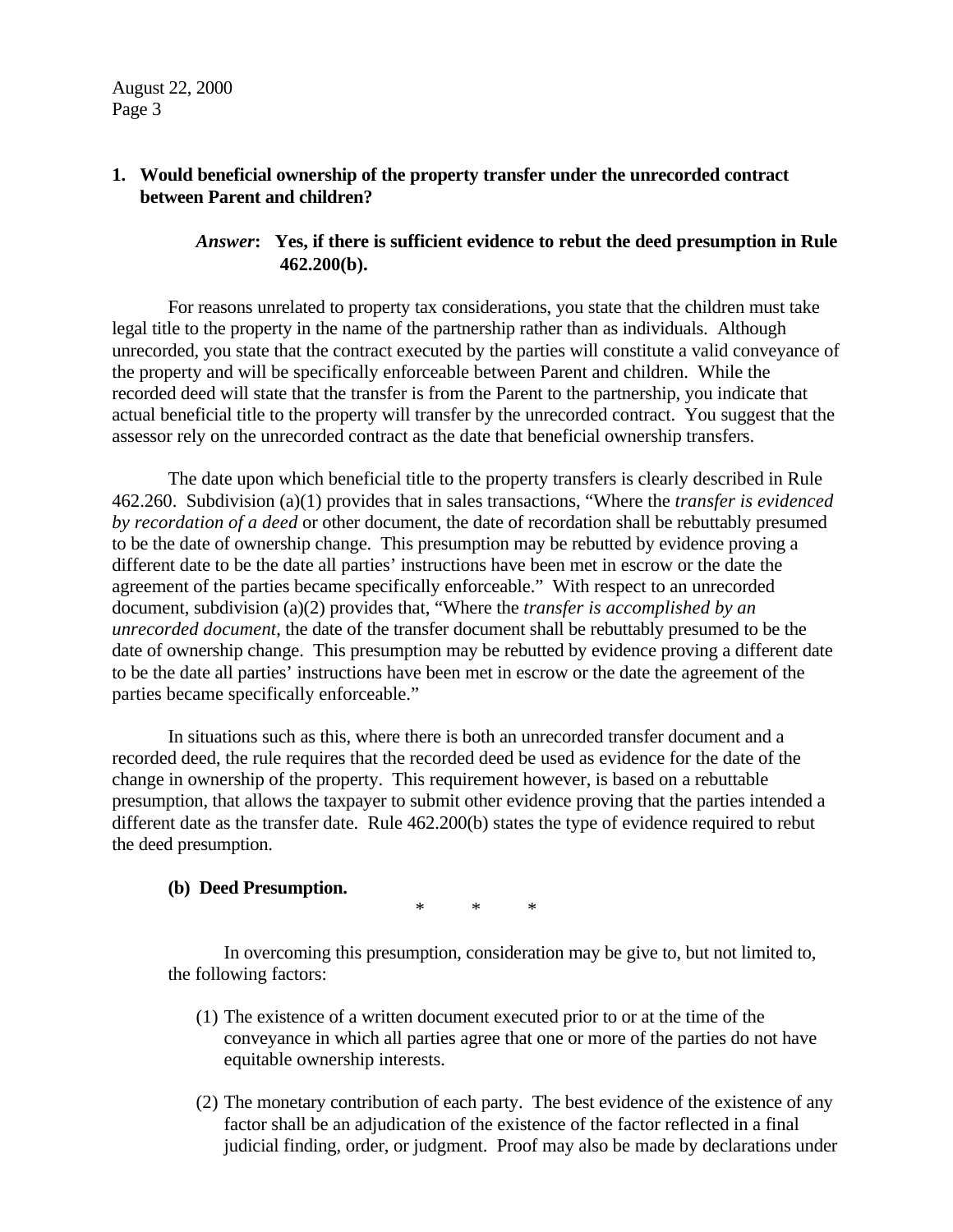**1. Would beneficial ownership of the property transfer under the unrecorded contract between Parent and children?**

> ***Answer*: Yes, if there is sufficient evidence to rebut the deed presumption in Rule 462.200(b).**

For reasons unrelated to property tax considerations, you state that the children must take legal title to the property in the name of the partnership rather than as individuals. Although unrecorded, you state that the contract executed by the parties will constitute a valid conveyance of the property and will be specifically enforceable between Parent and children. While the recorded deed will state that the transfer is from the Parent to the partnership, you indicate that actual beneficial title to the property will transfer by the unrecorded contract. You suggest that the assessor rely on the unrecorded contract as the date that beneficial ownership transfers.

The date upon which beneficial title to the property transfers is clearly described in Rule 462.260. Subdivision (a)(1) provides that in sales transactions, "Where the *transfer is evidenced by recordation of a deed* or other document, the date of recordation shall be rebuttably presumed to be the date of ownership change. This presumption may be rebutted by evidence proving a different date to be the date all parties' instructions have been met in escrow or the date the agreement of the parties became specifically enforceable." With respect to an unrecorded document, subdivision (a)(2) provides that, "Where the *transfer is accomplished by an unrecorded document*, the date of the transfer document shall be rebuttably presumed to be the date of ownership change. This presumption may be rebutted by evidence proving a different date to be the date all parties' instructions have been met in escrow or the date the agreement of the parties became specifically enforceable."

In situations such as this, where there is both an unrecorded transfer document and a recorded deed, the rule requires that the recorded deed be used as evidence for the date of the change in ownership of the property. This requirement however, is based on a rebuttable presumption, that allows the taxpayer to submit other evidence proving that the parties intended a different date as the transfer date. Rule 462.200(b) states the type of evidence required to rebut the deed presumption.

> **(b) Deed Presumption.**
>
> \* \* \*
>
> In overcoming this presumption, consideration may be give to, but not limited to, the following factors:
>
> (1) The existence of a written document executed prior to or at the time of the conveyance in which all parties agree that one or more of the parties do not have equitable ownership interests.
>
> (2) The monetary contribution of each party. The best evidence of the existence of any factor shall be an adjudication of the existence of the factor reflected in a final judicial finding, order, or judgment. Proof may also be made by declarations under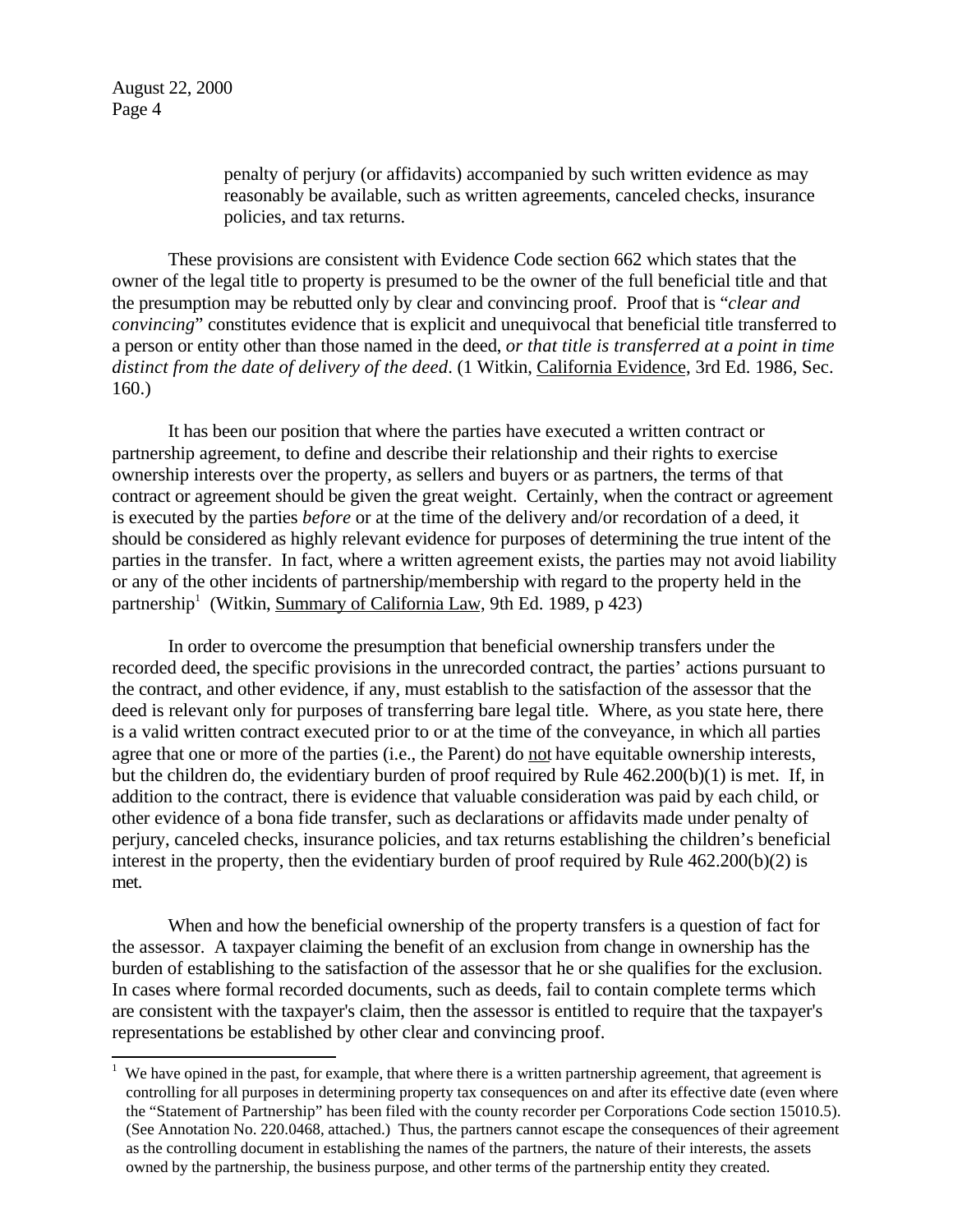penalty of perjury (or affidavits) accompanied by such written evidence as may reasonably be available, such as written agreements, canceled checks, insurance policies, and tax returns.

These provisions are consistent with Evidence Code section 662 which states that the owner of the legal title to property is presumed to be the owner of the full beneficial title and that the presumption may be rebutted only by clear and convincing proof. Proof that is "*clear and convincing*" constitutes evidence that is explicit and unequivocal that beneficial title transferred to a person or entity other than those named in the deed, *or that title is transferred at a point in time distinct from the date of delivery of the deed*. (1 Witkin, California Evidence, 3rd Ed. 1986, Sec. 160.)

It has been our position that where the parties have executed a written contract or partnership agreement, to define and describe their relationship and their rights to exercise ownership interests over the property, as sellers and buyers or as partners, the terms of that contract or agreement should be given the great weight. Certainly, when the contract or agreement is executed by the parties *before* or at the time of the delivery and/or recordation of a deed, it should be considered as highly relevant evidence for purposes of determining the true intent of the parties in the transfer. In fact, where a written agreement exists, the parties may not avoid liability or any of the other incidents of partnership/membership with regard to the property held in the partnership[1] (Witkin, Summary of California Law, 9th Ed. 1989, p 423)

In order to overcome the presumption that beneficial ownership transfers under the recorded deed, the specific provisions in the unrecorded contract, the parties' actions pursuant to the contract, and other evidence, if any, must establish to the satisfaction of the assessor that the deed is relevant only for purposes of transferring bare legal title. Where, as you state here, there is a valid written contract executed prior to or at the time of the conveyance, in which all parties agree that one or more of the parties (i.e., the Parent) do not have equitable ownership interests, but the children do, the evidentiary burden of proof required by Rule 462.200(b)(1) is met. If, in addition to the contract, there is evidence that valuable consideration was paid by each child, or other evidence of a bona fide transfer, such as declarations or affidavits made under penalty of perjury, canceled checks, insurance policies, and tax returns establishing the children's beneficial interest in the property, then the evidentiary burden of proof required by Rule 462.200(b)(2) is met.

When and how the beneficial ownership of the property transfers is a question of fact for the assessor. A taxpayer claiming the benefit of an exclusion from change in ownership has the burden of establishing to the satisfaction of the assessor that he or she qualifies for the exclusion. In cases where formal recorded documents, such as deeds, fail to contain complete terms which are consistent with the taxpayer's claim, then the assessor is entitled to require that the taxpayer's representations be established by other clear and convincing proof.

---

[1] We have opined in the past, for example, that where there is a written partnership agreement, that agreement is controlling for all purposes in determining property tax consequences on and after its effective date (even where the "Statement of Partnership" has been filed with the county recorder per Corporations Code section 15010.5). (See Annotation No. 220.0468, attached.) Thus, the partners cannot escape the consequences of their agreement as the controlling document in establishing the names of the partners, the nature of their interests, the assets owned by the partnership, the business purpose, and other terms of the partnership entity they created.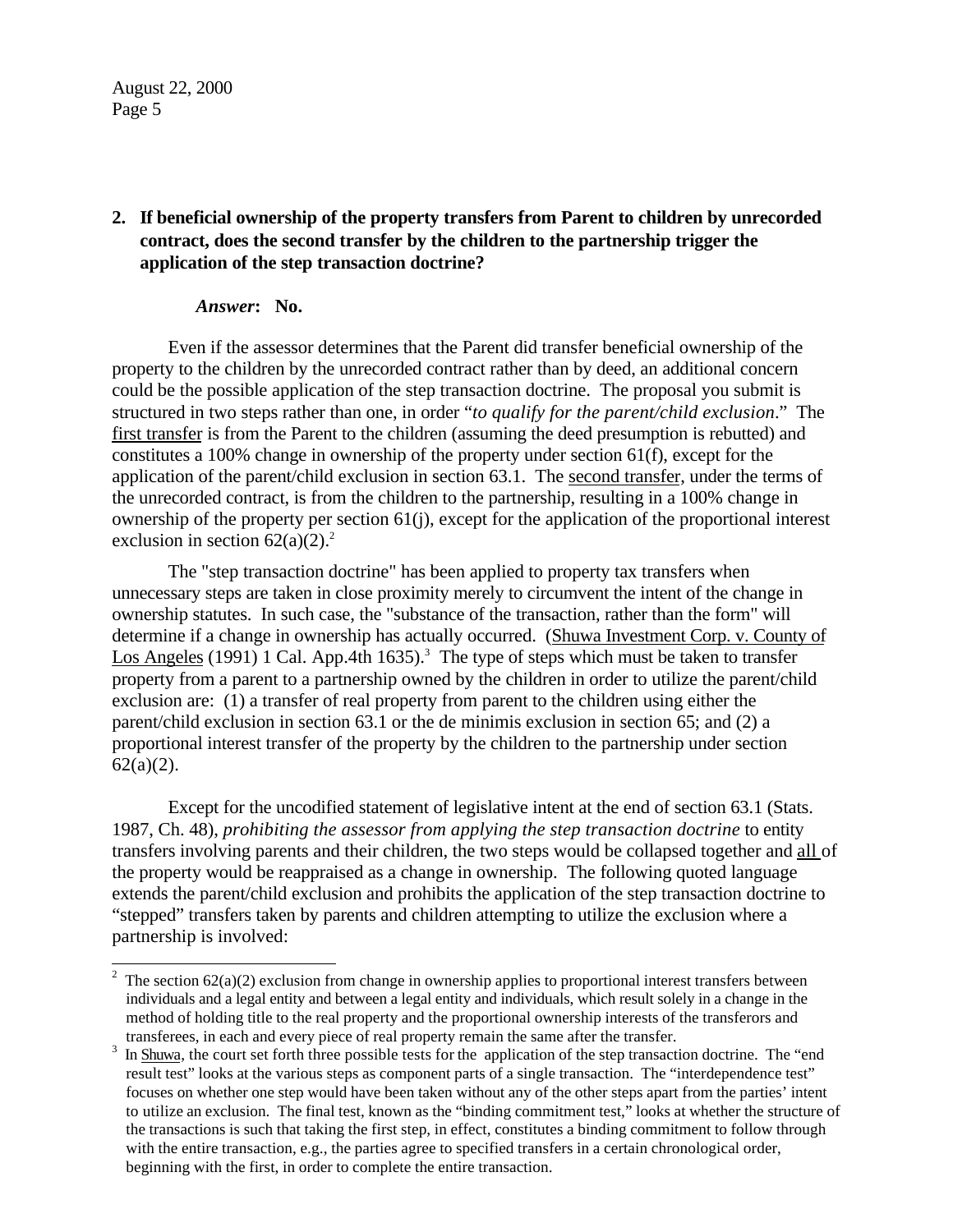**2. If beneficial ownership of the property transfers from Parent to children by unrecorded contract, does the second transfer by the children to the partnership trigger the application of the step transaction doctrine?**

***Answer*: No.**

Even if the assessor determines that the Parent did transfer beneficial ownership of the property to the children by the unrecorded contract rather than by deed, an additional concern could be the possible application of the step transaction doctrine. The proposal you submit is structured in two steps rather than one, in order "*to qualify for the parent/child exclusion*." The first transfer is from the Parent to the children (assuming the deed presumption is rebutted) and constitutes a 100% change in ownership of the property under section 61(f), except for the application of the parent/child exclusion in section 63.1. The second transfer, under the terms of the unrecorded contract, is from the children to the partnership, resulting in a 100% change in ownership of the property per section 61(j), except for the application of the proportional interest exclusion in section 62(a)(2).[2]

The "step transaction doctrine" has been applied to property tax transfers when unnecessary steps are taken in close proximity merely to circumvent the intent of the change in ownership statutes. In such case, the "substance of the transaction, rather than the form" will determine if a change in ownership has actually occurred. (Shuwa Investment Corp. v. County of Los Angeles (1991) 1 Cal. App.4th 1635).[3] The type of steps which must be taken to transfer property from a parent to a partnership owned by the children in order to utilize the parent/child exclusion are: (1) a transfer of real property from parent to the children using either the parent/child exclusion in section 63.1 or the de minimis exclusion in section 65; and (2) a proportional interest transfer of the property by the children to the partnership under section 62(a)(2).

Except for the uncodified statement of legislative intent at the end of section 63.1 (Stats. 1987, Ch. 48), *prohibiting the assessor from applying the step transaction doctrine* to entity transfers involving parents and their children, the two steps would be collapsed together and all of the property would be reappraised as a change in ownership. The following quoted language extends the parent/child exclusion and prohibits the application of the step transaction doctrine to "stepped" transfers taken by parents and children attempting to utilize the exclusion where a partnership is involved:

---

[2] The section 62(a)(2) exclusion from change in ownership applies to proportional interest transfers between individuals and a legal entity and between a legal entity and individuals, which result solely in a change in the method of holding title to the real property and the proportional ownership interests of the transferors and transferees, in each and every piece of real property remain the same after the transfer.

[3] In Shuwa, the court set forth three possible tests for the application of the step transaction doctrine. The "end result test" looks at the various steps as component parts of a single transaction. The "interdependence test" focuses on whether one step would have been taken without any of the other steps apart from the parties' intent to utilize an exclusion. The final test, known as the "binding commitment test," looks at whether the structure of the transactions is such that taking the first step, in effect, constitutes a binding commitment to follow through with the entire transaction, e.g., the parties agree to specified transfers in a certain chronological order, beginning with the first, in order to complete the entire transaction.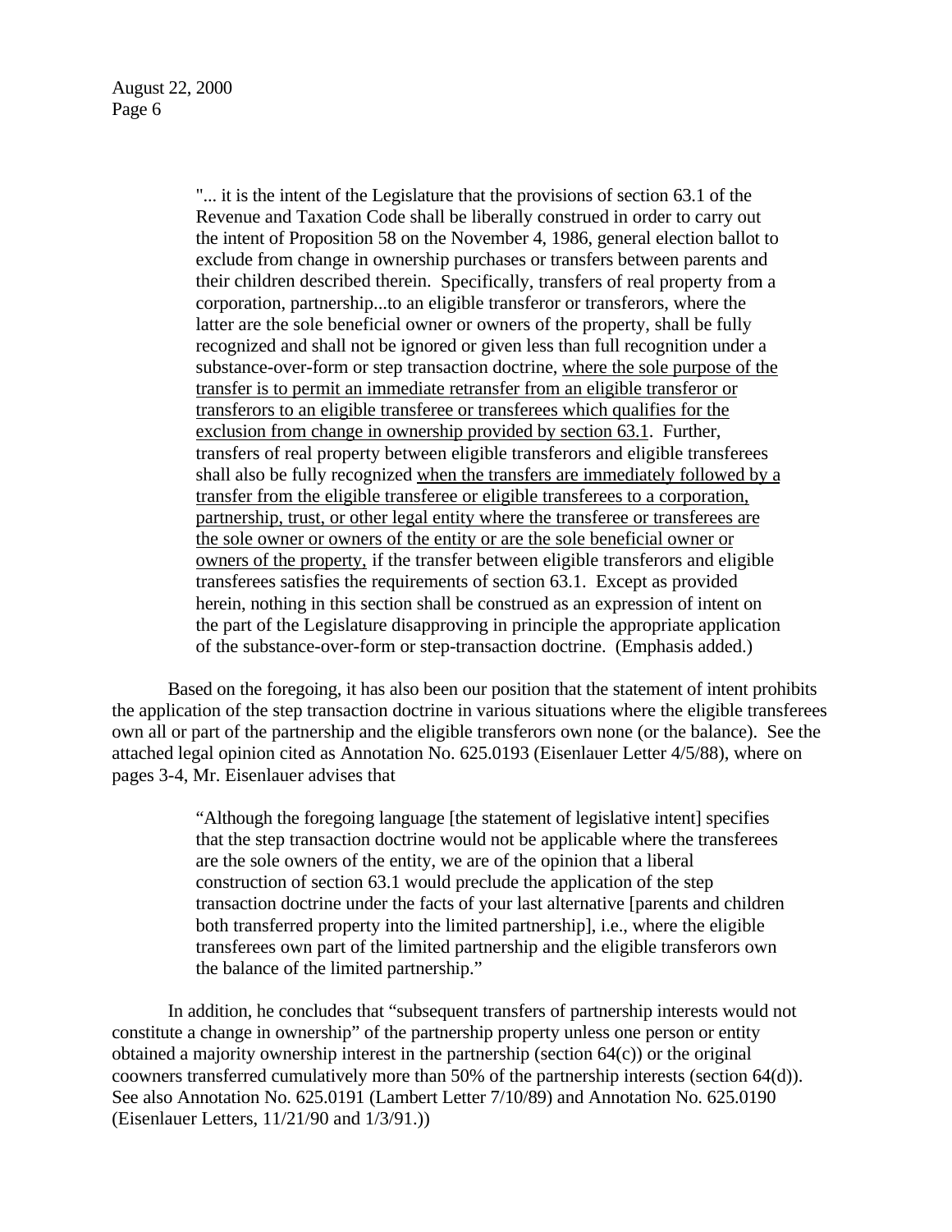> "... it is the intent of the Legislature that the provisions of section 63.1 of the Revenue and Taxation Code shall be liberally construed in order to carry out the intent of Proposition 58 on the November 4, 1986, general election ballot to exclude from change in ownership purchases or transfers between parents and their children described therein. Specifically, transfers of real property from a corporation, partnership...to an eligible transferor or transferors, where the latter are the sole beneficial owner or owners of the property, shall be fully recognized and shall not be ignored or given less than full recognition under a substance-over-form or step transaction doctrine, <u>where the sole purpose of the transfer is to permit an immediate retransfer from an eligible transferor or transferors to an eligible transferee or transferees which qualifies for the exclusion from change in ownership provided by section 63.1</u>. Further, transfers of real property between eligible transferors and eligible transferees shall also be fully recognized <u>when the transfers are immediately followed by a transfer from the eligible transferee or eligible transferees to a corporation, partnership, trust, or other legal entity where the transferee or transferees are the sole owner or owners of the entity or are the sole beneficial owner or owners of the property,</u> if the transfer between eligible transferors and eligible transferees satisfies the requirements of section 63.1. Except as provided herein, nothing in this section shall be construed as an expression of intent on the part of the Legislature disapproving in principle the appropriate application of the substance-over-form or step-transaction doctrine. (Emphasis added.)

Based on the foregoing, it has also been our position that the statement of intent prohibits the application of the step transaction doctrine in various situations where the eligible transferees own all or part of the partnership and the eligible transferors own none (or the balance). See the attached legal opinion cited as Annotation No. 625.0193 (Eisenlauer Letter 4/5/88), where on pages 3-4, Mr. Eisenlauer advises that

> "Although the foregoing language [the statement of legislative intent] specifies that the step transaction doctrine would not be applicable where the transferees are the sole owners of the entity, we are of the opinion that a liberal construction of section 63.1 would preclude the application of the step transaction doctrine under the facts of your last alternative [parents and children both transferred property into the limited partnership], i.e., where the eligible transferees own part of the limited partnership and the eligible transferors own the balance of the limited partnership."

In addition, he concludes that "subsequent transfers of partnership interests would not constitute a change in ownership" of the partnership property unless one person or entity obtained a majority ownership interest in the partnership (section 64(c)) or the original coowners transferred cumulatively more than 50% of the partnership interests (section 64(d)). See also Annotation No. 625.0191 (Lambert Letter 7/10/89) and Annotation No. 625.0190 (Eisenlauer Letters, 11/21/90 and 1/3/91.))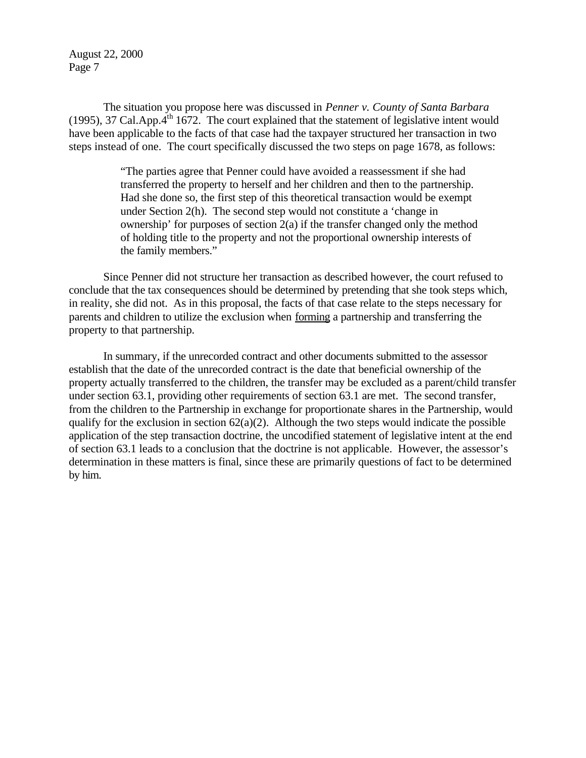The situation you propose here was discussed in *Penner v. County of Santa Barbara* (1995), 37 Cal.App.4th 1672. The court explained that the statement of legislative intent would have been applicable to the facts of that case had the taxpayer structured her transaction in two steps instead of one. The court specifically discussed the two steps on page 1678, as follows:

> "The parties agree that Penner could have avoided a reassessment if she had transferred the property to herself and her children and then to the partnership. Had she done so, the first step of this theoretical transaction would be exempt under Section 2(h). The second step would not constitute a 'change in ownership' for purposes of section 2(a) if the transfer changed only the method of holding title to the property and not the proportional ownership interests of the family members."

Since Penner did not structure her transaction as described however, the court refused to conclude that the tax consequences should be determined by pretending that she took steps which, in reality, she did not. As in this proposal, the facts of that case relate to the steps necessary for parents and children to utilize the exclusion when forming a partnership and transferring the property to that partnership.

In summary, if the unrecorded contract and other documents submitted to the assessor establish that the date of the unrecorded contract is the date that beneficial ownership of the property actually transferred to the children, the transfer may be excluded as a parent/child transfer under section 63.1, providing other requirements of section 63.1 are met. The second transfer, from the children to the Partnership in exchange for proportionate shares in the Partnership, would qualify for the exclusion in section 62(a)(2). Although the two steps would indicate the possible application of the step transaction doctrine, the uncodified statement of legislative intent at the end of section 63.1 leads to a conclusion that the doctrine is not applicable. However, the assessor's determination in these matters is final, since these are primarily questions of fact to be determined by him.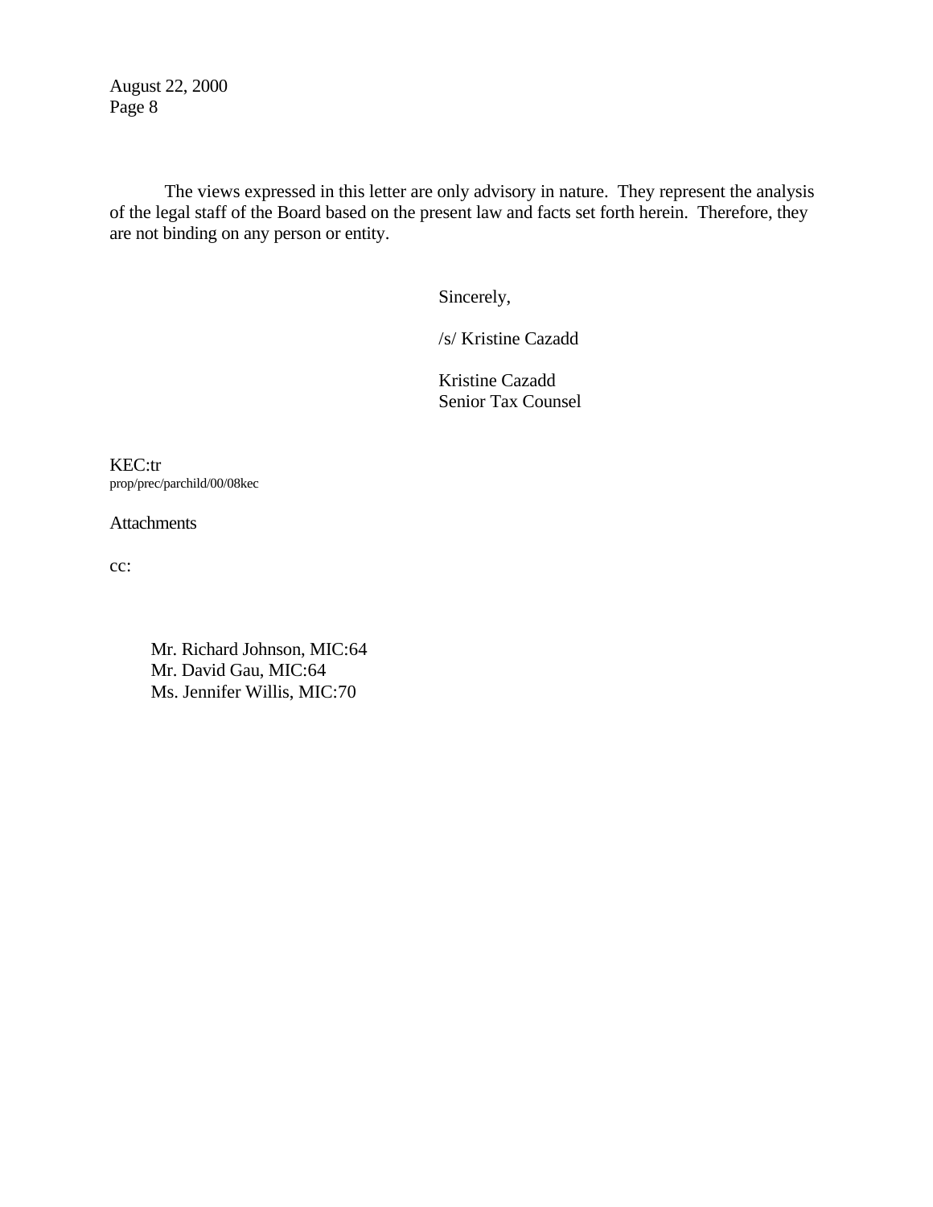The views expressed in this letter are only advisory in nature. They represent the analysis of the legal staff of the Board based on the present law and facts set forth herein. Therefore, they are not binding on any person or entity.

Sincerely,

/s/ Kristine Cazadd

Kristine Cazadd
Senior Tax Counsel

KEC:tr
prop/prec/parchild/00/08kec

Attachments

cc:

Mr. Richard Johnson, MIC:64
Mr. David Gau, MIC:64
Ms. Jennifer Willis, MIC:70